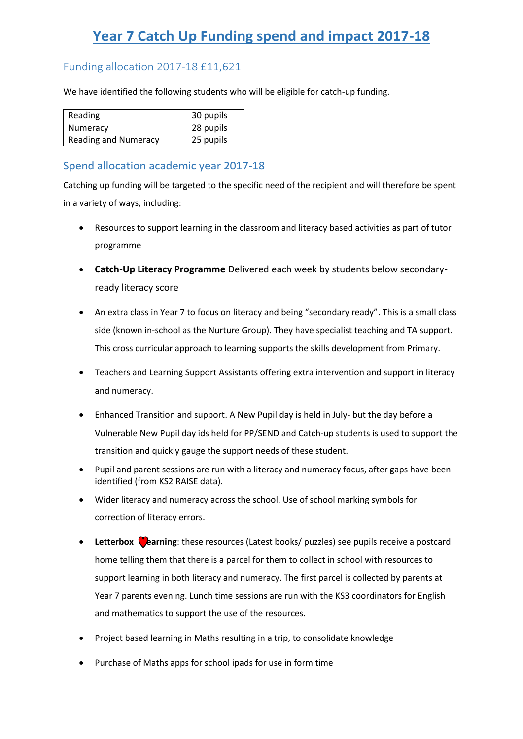# Year 7 Catch Up Funding spend and impact 2017-18

## Funding allocation 2017-18 £11,621

We have identified the following students who will be eligible for catch-up funding.

| Reading | 30 pupils |
|---|---|
| Numeracy | 28 pupils |
| Reading and Numeracy | 25 pupils |

## Spend allocation academic year 2017-18

Catching up funding will be targeted to the specific need of the recipient and will therefore be spent in a variety of ways, including:

- Resources to support learning in the classroom and literacy based activities as part of tutor programme
- **Catch-Up Literacy Programme** Delivered each week by students below secondary-ready literacy score
- An extra class in Year 7 to focus on literacy and being "secondary ready". This is a small class side (known in-school as the Nurture Group). They have specialist teaching and TA support. This cross curricular approach to learning supports the skills development from Primary.
- Teachers and Learning Support Assistants offering extra intervention and support in literacy and numeracy.
- Enhanced Transition and support. A New Pupil day is held in July- but the day before a Vulnerable New Pupil day ids held for PP/SEND and Catch-up students is used to support the transition and quickly gauge the support needs of these student.
- Pupil and parent sessions are run with a literacy and numeracy focus, after gaps have been identified (from KS2 RAISE data).
- Wider literacy and numeracy across the school. Use of school marking symbols for correction of literacy errors.
- **Letterbox Learning**: these resources (Latest books/ puzzles) see pupils receive a postcard home telling them that there is a parcel for them to collect in school with resources to support learning in both literacy and numeracy. The first parcel is collected by parents at Year 7 parents evening. Lunch time sessions are run with the KS3 coordinators for English and mathematics to support the use of the resources.
- Project based learning in Maths resulting in a trip, to consolidate knowledge
- Purchase of Maths apps for school ipads for use in form time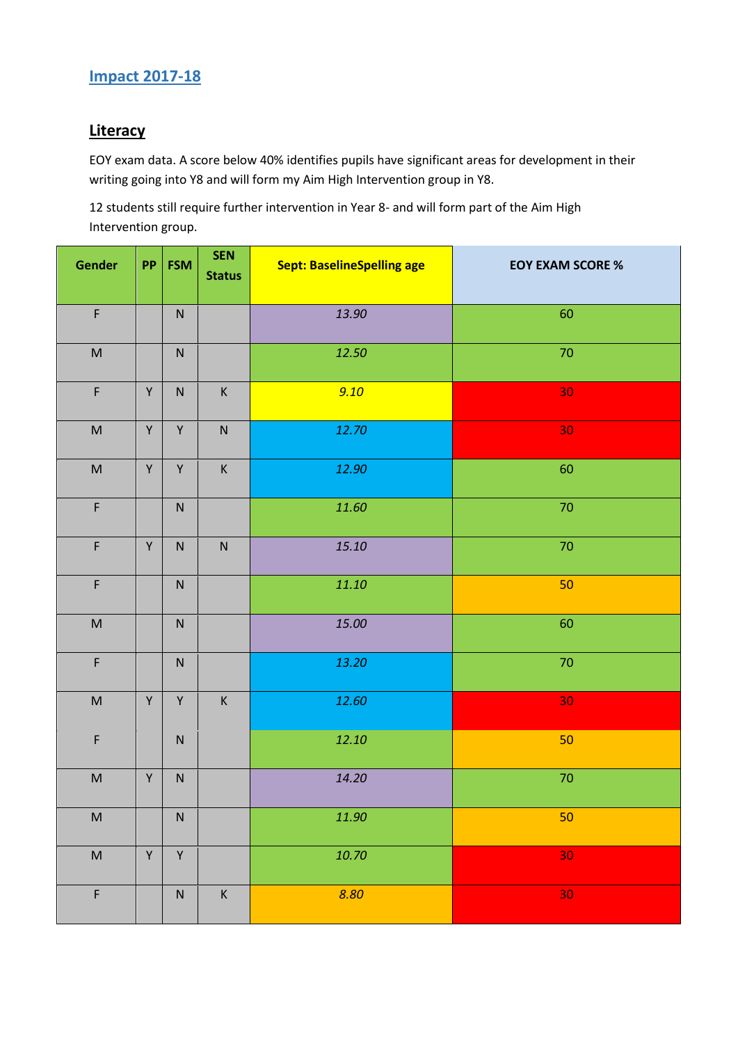## Impact 2017-18

### Literacy

EOY exam data. A score below 40% identifies pupils have significant areas for development in their writing going into Y8 and will form my Aim High Intervention group in Y8.

12 students still require further intervention in Year 8- and will form part of the Aim High Intervention group.

| Gender | PP | FSM | SEN Status | Sept: BaselineSpelling age | EOY EXAM SCORE % |
|---|---|---|---|---|---|
| F | | N | | *13.90* | 60 |
| M | | N | | *12.50* | 70 |
| F | Y | N | K | *9.10* | 30 |
| M | Y | Y | N | *12.70* | 30 |
| M | Y | Y | K | *12.90* | 60 |
| F | | N | | *11.60* | 70 |
| F | Y | N | N | *15.10* | 70 |
| F | | N | | *11.10* | 50 |
| M | | N | | *15.00* | 60 |
| F | | N | | *13.20* | 70 |
| M | Y | Y | K | *12.60* | 30 |
| F | | N | | *12.10* | 50 |
| M | Y | N | | *14.20* | 70 |
| M | | N | | *11.90* | 50 |
| M | Y | Y | | *10.70* | 30 |
| F | | N | K | *8.80* | 30 |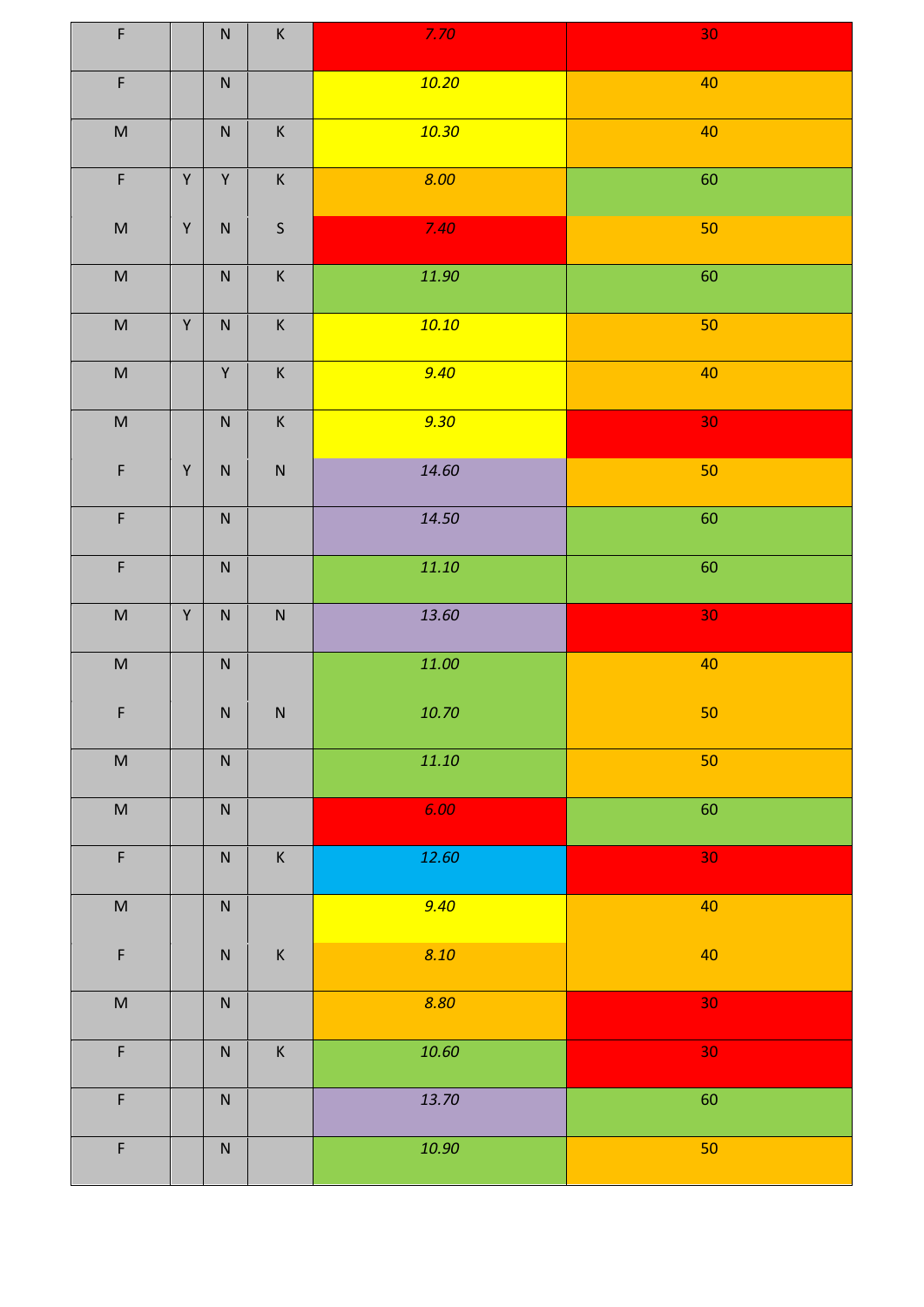| | | | | | |
|---|---|---|---|---|---|
| F | | N | K | *7.70* | 30 |
| F | | N | | *10.20* | 40 |
| M | | N | K | *10.30* | 40 |
| F | Y | Y | K | *8.00* | 60 |
| M | Y | N | S | *7.40* | 50 |
| M | | N | K | *11.90* | 60 |
| M | Y | N | K | *10.10* | 50 |
| M | | Y | K | *9.40* | 40 |
| M | | N | K | *9.30* | 30 |
| F | Y | N | N | *14.60* | 50 |
| F | | N | | *14.50* | 60 |
| F | | N | | *11.10* | 60 |
| M | Y | N | N | *13.60* | 30 |
| M | | N | | *11.00* | 40 |
| F | | N | N | *10.70* | 50 |
| M | | N | | *11.10* | 50 |
| M | | N | | *6.00* | 60 |
| F | | N | K | *12.60* | 30 |
| M | | N | | *9.40* | 40 |
| F | | N | K | *8.10* | 40 |
| M | | N | | *8.80* | 30 |
| F | | N | K | *10.60* | 30 |
| F | | N | | *13.70* | 60 |
| F | | N | | *10.90* | 50 |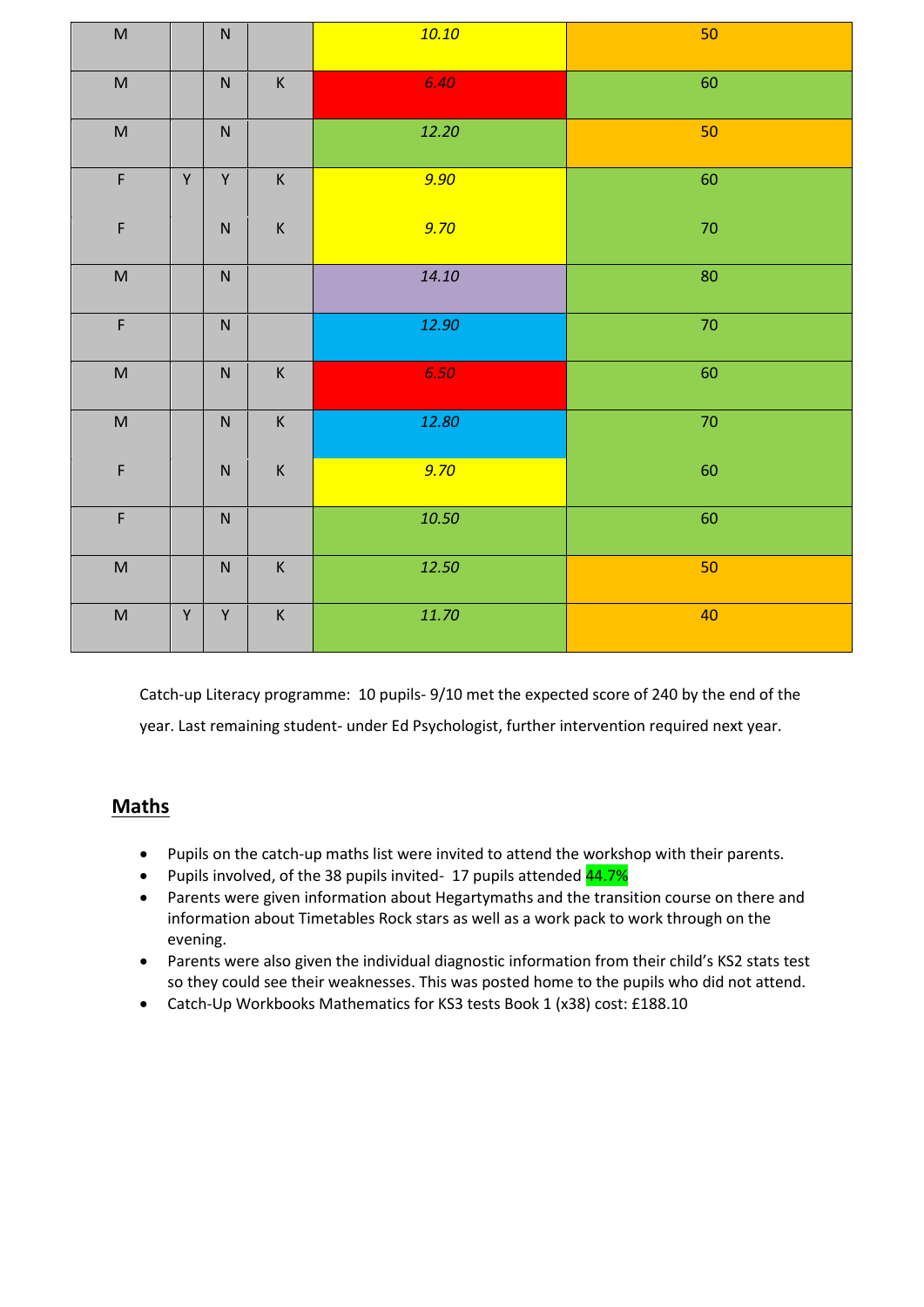| | | | | | |
|---|---|---|---|---|---|
| M | | N | | *10.10* | 50 |
| M | | N | K | *6.40* | 60 |
| M | | N | | *12.20* | 50 |
| F | Y | Y | K | *9.90* | 60 |
| F | | N | K | *9.70* | 70 |
| M | | N | | *14.10* | 80 |
| F | | N | | *12.90* | 70 |
| M | | N | K | *6.50* | 60 |
| M | | N | K | *12.80* | 70 |
| F | | N | K | *9.70* | 60 |
| F | | N | | *10.50* | 60 |
| M | | N | K | *12.50* | 50 |
| M | Y | Y | K | *11.70* | 40 |

Catch-up Literacy programme: 10 pupils- 9/10 met the expected score of 240 by the end of the year. Last remaining student- under Ed Psychologist, further intervention required next year.

## Maths

- Pupils on the catch-up maths list were invited to attend the workshop with their parents.
- Pupils involved, of the 38 pupils invited- 17 pupils attended 44.7%
- Parents were given information about Hegartymaths and the transition course on there and information about Timetables Rock stars as well as a work pack to work through on the evening.
- Parents were also given the individual diagnostic information from their child's KS2 stats test so they could see their weaknesses. This was posted home to the pupils who did not attend.
- Catch-Up Workbooks Mathematics for KS3 tests Book 1 (x38) cost: £188.10